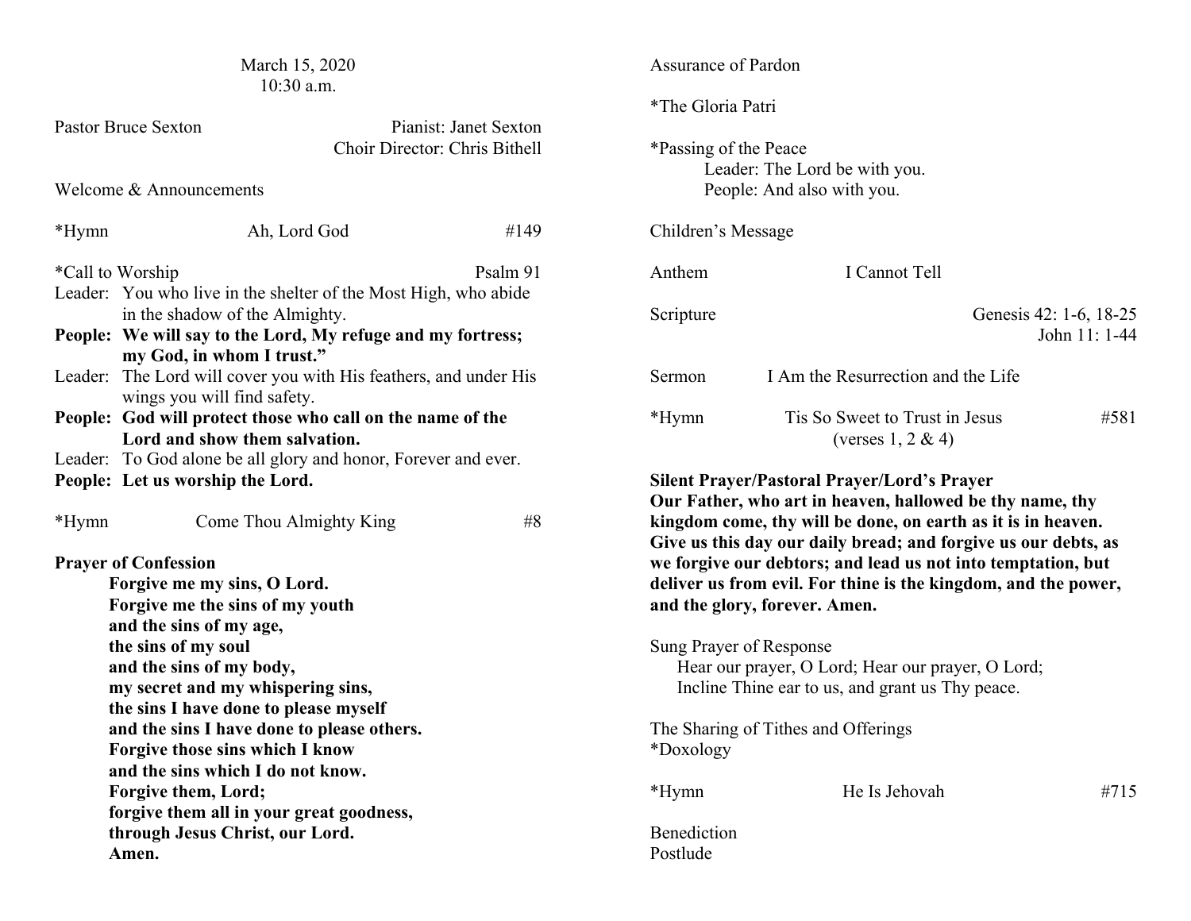March 15, 2020
10:30 a.m.

Pastor Bruce Sexton — Pianist: Janet Sexton
Choir Director: Chris Bithell

Welcome & Announcements

*Hymn — Ah, Lord God — #149

*Call to Worship — Psalm 91

Leader: You who live in the shelter of the Most High, who abide in the shadow of the Almighty.

**People: We will say to the Lord, My refuge and my fortress; my God, in whom I trust."**

Leader: The Lord will cover you with His feathers, and under His wings you will find safety.

**People: God will protect those who call on the name of the Lord and show them salvation.**

Leader: To God alone be all glory and honor, Forever and ever.

**People: Let us worship the Lord.**

*Hymn — Come Thou Almighty King — #8

**Prayer of Confession**

**Forgive me my sins, O Lord.**
**Forgive me the sins of my youth**
**and the sins of my age,**
**the sins of my soul**
**and the sins of my body,**
**my secret and my whispering sins,**
**the sins I have done to please myself**
**and the sins I have done to please others.**
**Forgive those sins which I know**
**and the sins which I do not know.**
**Forgive them, Lord;**
**forgive them all in your great goodness,**
**through Jesus Christ, our Lord.**
**Amen.**

Assurance of Pardon

*The Gloria Patri

*Passing of the Peace

Leader: The Lord be with you.
People: And also with you.

Children's Message

Anthem — I Cannot Tell

Scripture — Genesis 42: 1-6, 18-25; John 11: 1-44

Sermon — I Am the Resurrection and the Life

*Hymn — Tis So Sweet to Trust in Jesus (verses 1, 2 & 4) — #581

**Silent Prayer/Pastoral Prayer/Lord's Prayer**

**Our Father, who art in heaven, hallowed be thy name, thy kingdom come, thy will be done, on earth as it is in heaven. Give us this day our daily bread; and forgive us our debts, as we forgive our debtors; and lead us not into temptation, but deliver us from evil. For thine is the kingdom, and the power, and the glory, forever. Amen.**

Sung Prayer of Response

Hear our prayer, O Lord; Hear our prayer, O Lord;
Incline Thine ear to us, and grant us Thy peace.

The Sharing of Tithes and Offerings

*Doxology

*Hymn — He Is Jehovah — #715

Benediction

Postlude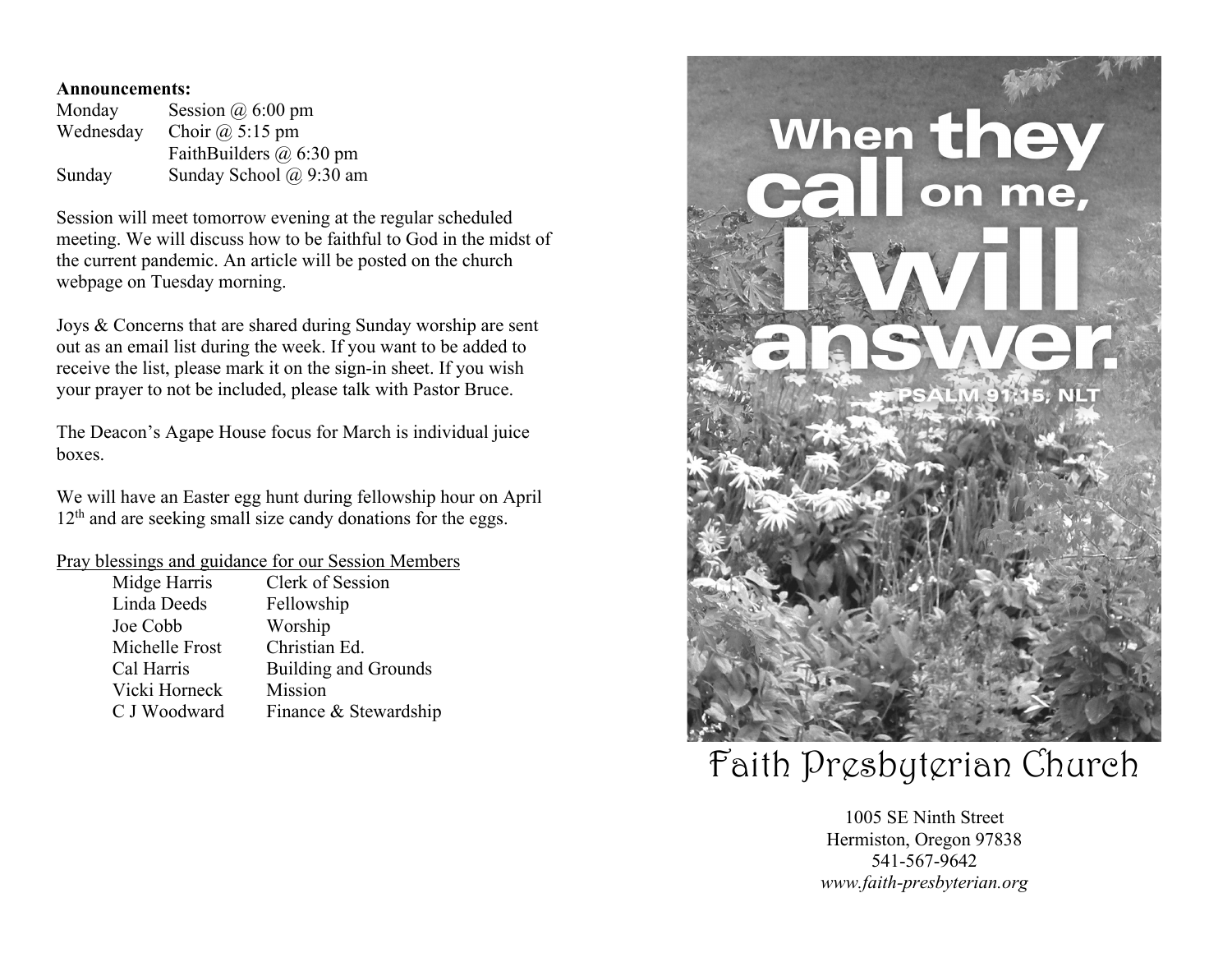**Announcements:**

| | |
|---|---|
| Monday | Session @ 6:00 pm |
| Wednesday | Choir @ 5:15 pm |
| | FaithBuilders @ 6:30 pm |
| Sunday | Sunday School @ 9:30 am |

Session will meet tomorrow evening at the regular scheduled meeting. We will discuss how to be faithful to God in the midst of the current pandemic. An article will be posted on the church webpage on Tuesday morning.

Joys & Concerns that are shared during Sunday worship are sent out as an email list during the week. If you want to be added to receive the list, please mark it on the sign-in sheet. If you wish your prayer to not be included, please talk with Pastor Bruce.

The Deacon's Agape House focus for March is individual juice boxes.

We will have an Easter egg hunt during fellowship hour on April 12th and are seeking small size candy donations for the eggs.

Pray blessings and guidance for our Session Members

| | |
|---|---|
| Midge Harris | Clerk of Session |
| Linda Deeds | Fellowship |
| Joe Cobb | Worship |
| Michelle Frost | Christian Ed. |
| Cal Harris | Building and Grounds |
| Vicki Horneck | Mission |
| C J Woodward | Finance & Stewardship |

When they call on me, I will answer.
PSALM 91:15, NLT

# Faith Presbyterian Church

1005 SE Ninth Street
Hermiston, Oregon 97838
541-567-9642
*www.faith-presbyterian.org*